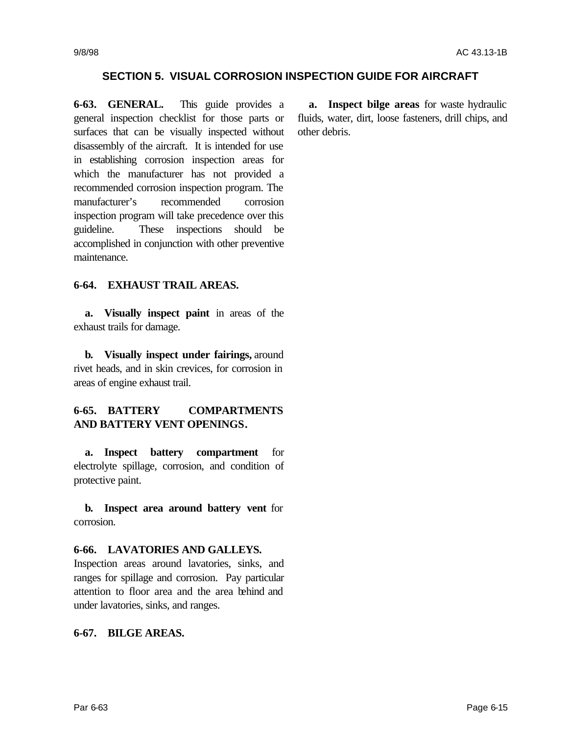## SECTION 5. VISUAL CORROSION INSPECTION GUIDE FOR AIRCRAFT

**6-63. GENERAL.** This guide provides a general inspection checklist for those parts or surfaces that can be visually inspected without disassembly of the aircraft. It is intended for use in establishing corrosion inspection areas for which the manufacturer has not provided a recommended corrosion inspection program. The manufacturer's recommended corrosion inspection program will take precedence over this guideline. These inspections should be accomplished in conjunction with other preventive maintenance.

**6-64. EXHAUST TRAIL AREAS.**

**a. Visually inspect paint** in areas of the exhaust trails for damage.

**b. Visually inspect under fairings,** around rivet heads, and in skin crevices, for corrosion in areas of engine exhaust trail.

**6-65. BATTERY COMPARTMENTS AND BATTERY VENT OPENINGS.**

**a. Inspect battery compartment** for electrolyte spillage, corrosion, and condition of protective paint.

**b. Inspect area around battery vent** for corrosion.

**6-66. LAVATORIES AND GALLEYS.** Inspection areas around lavatories, sinks, and ranges for spillage and corrosion. Pay particular attention to floor area and the area behind and under lavatories, sinks, and ranges.

**6-67. BILGE AREAS.**

**a. Inspect bilge areas** for waste hydraulic fluids, water, dirt, loose fasteners, drill chips, and other debris.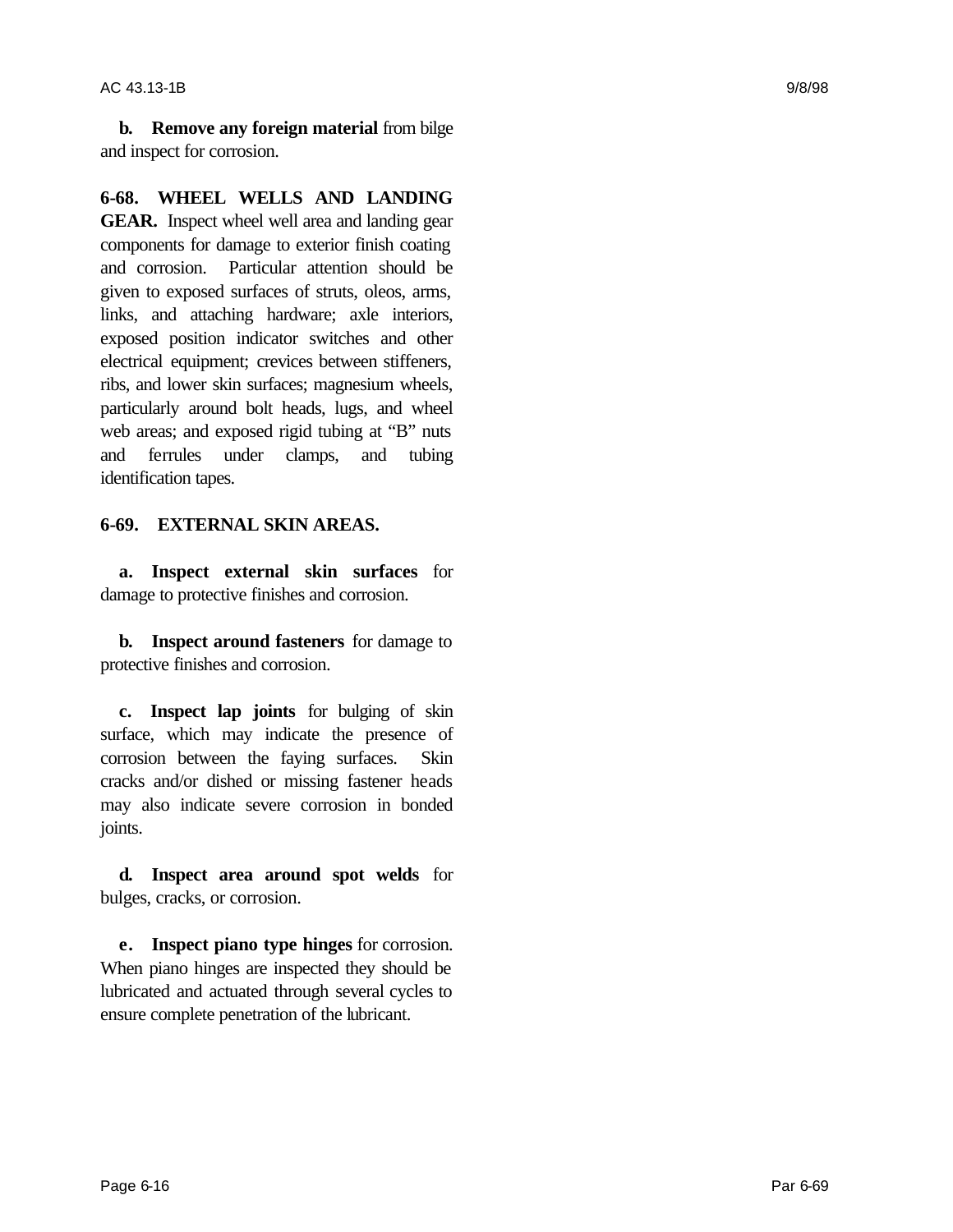**b. Remove any foreign material** from bilge and inspect for corrosion.

**6-68. WHEEL WELLS AND LANDING GEAR.** Inspect wheel well area and landing gear components for damage to exterior finish coating and corrosion. Particular attention should be given to exposed surfaces of struts, oleos, arms, links, and attaching hardware; axle interiors, exposed position indicator switches and other electrical equipment; crevices between stiffeners, ribs, and lower skin surfaces; magnesium wheels, particularly around bolt heads, lugs, and wheel web areas; and exposed rigid tubing at "B" nuts and ferrules under clamps, and tubing identification tapes.

**6-69. EXTERNAL SKIN AREAS.**

**a. Inspect external skin surfaces** for damage to protective finishes and corrosion.

**b. Inspect around fasteners** for damage to protective finishes and corrosion.

**c. Inspect lap joints** for bulging of skin surface, which may indicate the presence of corrosion between the faying surfaces. Skin cracks and/or dished or missing fastener heads may also indicate severe corrosion in bonded joints.

**d. Inspect area around spot welds** for bulges, cracks, or corrosion.

**e. Inspect piano type hinges** for corrosion. When piano hinges are inspected they should be lubricated and actuated through several cycles to ensure complete penetration of the lubricant.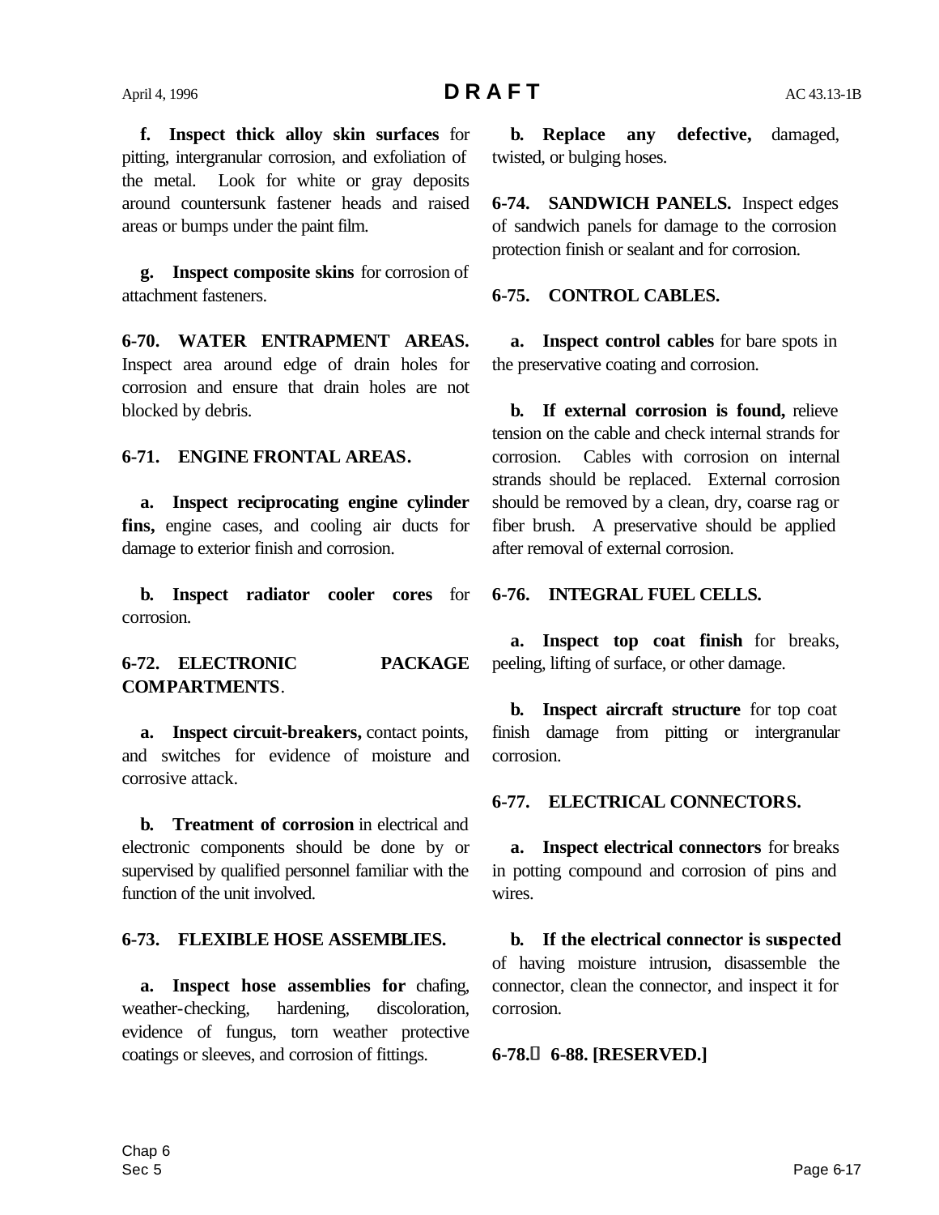**f. Inspect thick alloy skin surfaces** for pitting, intergranular corrosion, and exfoliation of the metal. Look for white or gray deposits around countersunk fastener heads and raised areas or bumps under the paint film.

**g. Inspect composite skins** for corrosion of attachment fasteners.

**6-70. WATER ENTRAPMENT AREAS.** Inspect area around edge of drain holes for corrosion and ensure that drain holes are not blocked by debris.

**6-71. ENGINE FRONTAL AREAS.**

**a. Inspect reciprocating engine cylinder fins,** engine cases, and cooling air ducts for damage to exterior finish and corrosion.

**b. Inspect radiator cooler cores** for corrosion.

**6-72. ELECTRONIC PACKAGE COMPARTMENTS**.

**a. Inspect circuit-breakers,** contact points, and switches for evidence of moisture and corrosive attack.

**b. Treatment of corrosion** in electrical and electronic components should be done by or supervised by qualified personnel familiar with the function of the unit involved.

**6-73. FLEXIBLE HOSE ASSEMBLIES.**

**a. Inspect hose assemblies for** chafing, weather-checking, hardening, discoloration, evidence of fungus, torn weather protective coatings or sleeves, and corrosion of fittings.

**b. Replace any defective,** damaged, twisted, or bulging hoses.

**6-74. SANDWICH PANELS.** Inspect edges of sandwich panels for damage to the corrosion protection finish or sealant and for corrosion.

**6-75. CONTROL CABLES.**

**a. Inspect control cables** for bare spots in the preservative coating and corrosion.

**b. If external corrosion is found,** relieve tension on the cable and check internal strands for corrosion. Cables with corrosion on internal strands should be replaced. External corrosion should be removed by a clean, dry, coarse rag or fiber brush. A preservative should be applied after removal of external corrosion.

**6-76. INTEGRAL FUEL CELLS.**

**a. Inspect top coat finish** for breaks, peeling, lifting of surface, or other damage.

**b. Inspect aircraft structure** for top coat finish damage from pitting or intergranular corrosion.

**6-77. ELECTRICAL CONNECTORS.**

**a. Inspect electrical connectors** for breaks in potting compound and corrosion of pins and wires.

**b. If the electrical connector is suspected** of having moisture intrusion, disassemble the connector, clean the connector, and inspect it for corrosion.

**6-78. 6-88. [RESERVED.]**